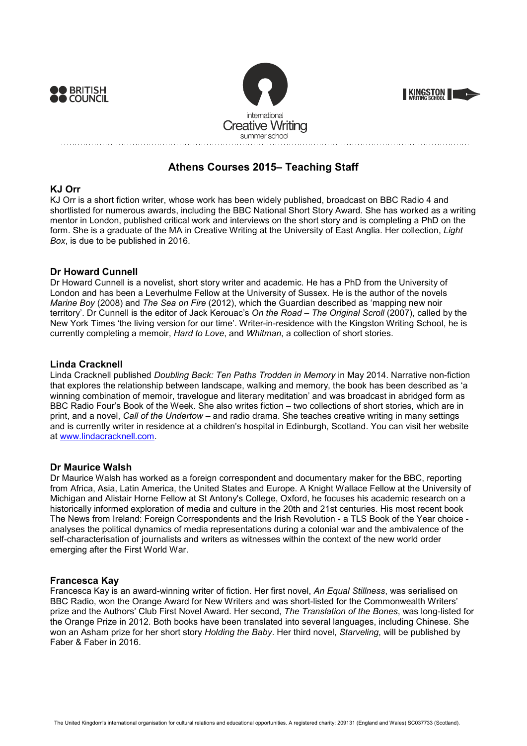# Athens Courses 2015– Teaching Staff

### KJ Orr

KJ Orr is a short fiction writer, whose work has been widely published, broadcast on BBC Radio 4 and shortlisted for numerous awards, including the BBC National Short Story Award. She has worked as a writing mentor in London, published critical work and interviews on the short story and is completing a PhD on the form. She is a graduate of the MA in Creative Writing at the University of East Anglia. Her collection, *Light Box*, is due to be published in 2016.

### Dr Howard Cunnell

Dr Howard Cunnell is a novelist, short story writer and academic. He has a PhD from the University of London and has been a Leverhulme Fellow at the University of Sussex. He is the author of the novels *Marine Boy* (2008) and *The Sea on Fire* (2012), which the Guardian described as 'mapping new noir territory'. Dr Cunnell is the editor of Jack Kerouac's *On the Road – The Original Scroll* (2007), called by the New York Times 'the living version for our time'. Writer-in-residence with the Kingston Writing School, he is currently completing a memoir, *Hard to Love*, and *Whitman*, a collection of short stories.

### Linda Cracknell

Linda Cracknell published *Doubling Back: Ten Paths Trodden in Memory* in May 2014. Narrative non-fiction that explores the relationship between landscape, walking and memory, the book has been described as 'a winning combination of memoir, travelogue and literary meditation' and was broadcast in abridged form as BBC Radio Four's Book of the Week. She also writes fiction – two collections of short stories, which are in print, and a novel, *Call of the Undertow* – and radio drama. She teaches creative writing in many settings and is currently writer in residence at a children's hospital in Edinburgh, Scotland. You can visit her website at [www.lindacracknell.com](http://www.lindacracknell.com).

### Dr Maurice Walsh

Dr Maurice Walsh has worked as a foreign correspondent and documentary maker for the BBC, reporting from Africa, Asia, Latin America, the United States and Europe. A Knight Wallace Fellow at the University of Michigan and Alistair Horne Fellow at St Antony's College, Oxford, he focuses his academic research on a historically informed exploration of media and culture in the 20th and 21st centuries. His most recent book The News from Ireland: Foreign Correspondents and the Irish Revolution - a TLS Book of the Year choice - analyses the political dynamics of media representations during a colonial war and the ambivalence of the self-characterisation of journalists and writers as witnesses within the context of the new world order emerging after the First World War.

### Francesca Kay

Francesca Kay is an award-winning writer of fiction. Her first novel, *An Equal Stillness*, was serialised on BBC Radio, won the Orange Award for New Writers and was short-listed for the Commonwealth Writers' prize and the Authors' Club First Novel Award. Her second, *The Translation of the Bones*, was long-listed for the Orange Prize in 2012. Both books have been translated into several languages, including Chinese. She won an Asham prize for her short story *Holding the Baby*. Her third novel, *Starveling*, will be published by Faber & Faber in 2016.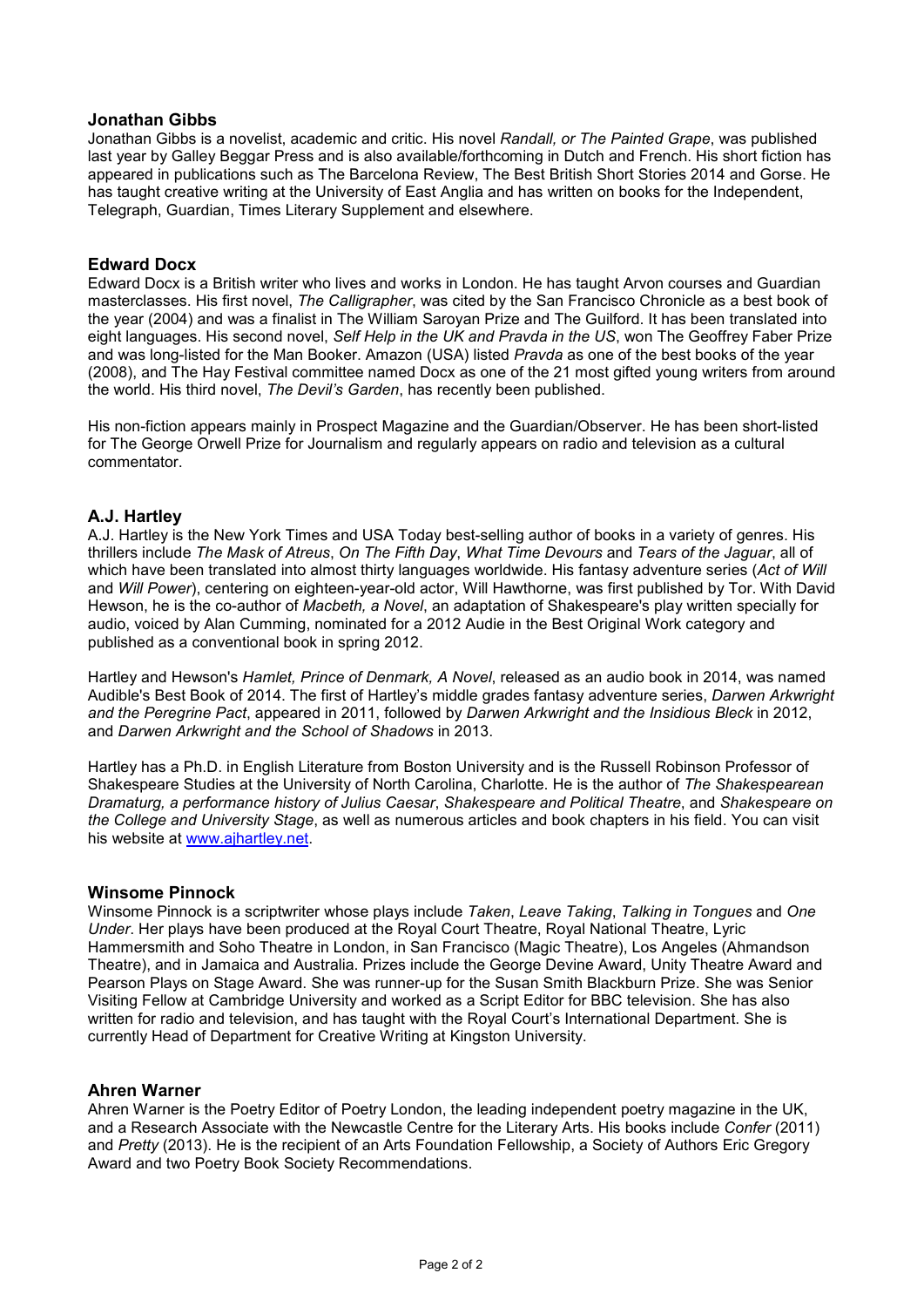## Jonathan Gibbs

Jonathan Gibbs is a novelist, academic and critic. His novel *Randall, or The Painted Grape*, was published last year by Galley Beggar Press and is also available/forthcoming in Dutch and French. His short fiction has appeared in publications such as The Barcelona Review, The Best British Short Stories 2014 and Gorse. He has taught creative writing at the University of East Anglia and has written on books for the Independent, Telegraph, Guardian, Times Literary Supplement and elsewhere.

## Edward Docx

Edward Docx is a British writer who lives and works in London. He has taught Arvon courses and Guardian masterclasses. His first novel, *The Calligrapher*, was cited by the San Francisco Chronicle as a best book of the year (2004) and was a finalist in The William Saroyan Prize and The Guilford. It has been translated into eight languages. His second novel, *Self Help in the UK and Pravda in the US*, won The Geoffrey Faber Prize and was long-listed for the Man Booker. Amazon (USA) listed *Pravda* as one of the best books of the year (2008), and The Hay Festival committee named Docx as one of the 21 most gifted young writers from around the world. His third novel, *The Devil's Garden*, has recently been published.

His non-fiction appears mainly in Prospect Magazine and the Guardian/Observer. He has been short-listed for The George Orwell Prize for Journalism and regularly appears on radio and television as a cultural commentator.

## A.J. Hartley

A.J. Hartley is the New York Times and USA Today best-selling author of books in a variety of genres. His thrillers include *The Mask of Atreus*, *On The Fifth Day*, *What Time Devours* and *Tears of the Jaguar*, all of which have been translated into almost thirty languages worldwide. His fantasy adventure series (*Act of Will* and *Will Power*), centering on eighteen-year-old actor, Will Hawthorne, was first published by Tor. With David Hewson, he is the co-author of *Macbeth, a Novel*, an adaptation of Shakespeare's play written specially for audio, voiced by Alan Cumming, nominated for a 2012 Audie in the Best Original Work category and published as a conventional book in spring 2012.

Hartley and Hewson's *Hamlet, Prince of Denmark, A Novel*, released as an audio book in 2014, was named Audible's Best Book of 2014. The first of Hartley's middle grades fantasy adventure series, *Darwen Arkwright and the Peregrine Pact*, appeared in 2011, followed by *Darwen Arkwright and the Insidious Bleck* in 2012, and *Darwen Arkwright and the School of Shadows* in 2013.

Hartley has a Ph.D. in English Literature from Boston University and is the Russell Robinson Professor of Shakespeare Studies at the University of North Carolina, Charlotte. He is the author of *The Shakespearean Dramaturg, a performance history of Julius Caesar*, *Shakespeare and Political Theatre*, and *Shakespeare on the College and University Stage*, as well as numerous articles and book chapters in his field. You can visit his website at [www.ajhartley.net](www.ajhartley.net).

## Winsome Pinnock

Winsome Pinnock is a scriptwriter whose plays include *Taken*, *Leave Taking*, *Talking in Tongues* and *One Under*. Her plays have been produced at the Royal Court Theatre, Royal National Theatre, Lyric Hammersmith and Soho Theatre in London, in San Francisco (Magic Theatre), Los Angeles (Ahmandson Theatre), and in Jamaica and Australia. Prizes include the George Devine Award, Unity Theatre Award and Pearson Plays on Stage Award. She was runner-up for the Susan Smith Blackburn Prize. She was Senior Visiting Fellow at Cambridge University and worked as a Script Editor for BBC television. She has also written for radio and television, and has taught with the Royal Court's International Department. She is currently Head of Department for Creative Writing at Kingston University.

## Ahren Warner

Ahren Warner is the Poetry Editor of Poetry London, the leading independent poetry magazine in the UK, and a Research Associate with the Newcastle Centre for the Literary Arts. His books include *Confer* (2011) and *Pretty* (2013). He is the recipient of an Arts Foundation Fellowship, a Society of Authors Eric Gregory Award and two Poetry Book Society Recommendations.